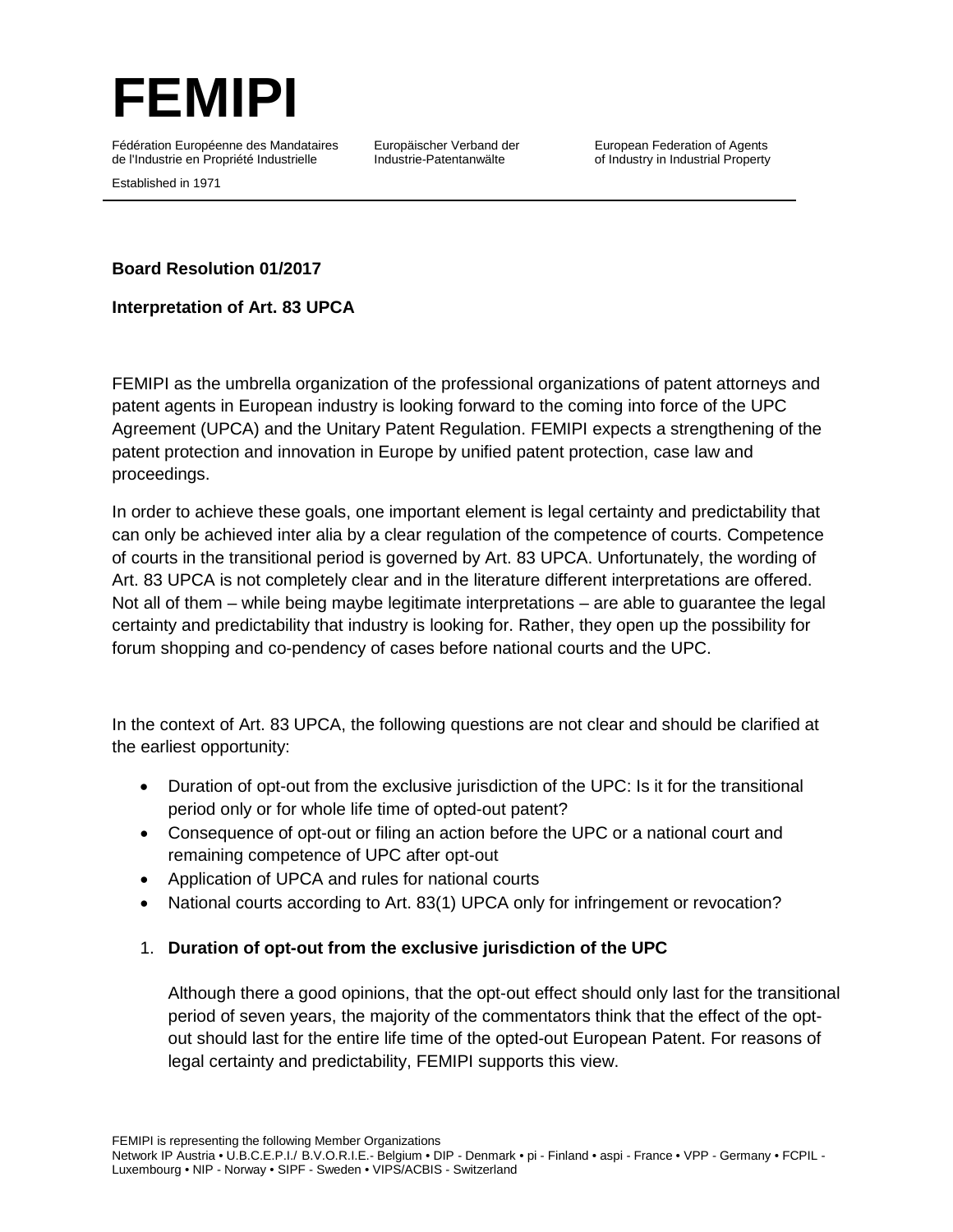# FEMIPI

Fédération Européenne des Mandataires de l'Industrie en Propriété Industrielle

Europäischer Verband der Industrie-Patentanwälte

European Federation of Agents of Industry in Industrial Property

Established in 1971

---

**Board Resolution 01/2017**

**Interpretation of Art. 83 UPCA**

FEMIPI as the umbrella organization of the professional organizations of patent attorneys and patent agents in European industry is looking forward to the coming into force of the UPC Agreement (UPCA) and the Unitary Patent Regulation. FEMIPI expects a strengthening of the patent protection and innovation in Europe by unified patent protection, case law and proceedings.

In order to achieve these goals, one important element is legal certainty and predictability that can only be achieved inter alia by a clear regulation of the competence of courts. Competence of courts in the transitional period is governed by Art. 83 UPCA. Unfortunately, the wording of Art. 83 UPCA is not completely clear and in the literature different interpretations are offered. Not all of them – while being maybe legitimate interpretations – are able to guarantee the legal certainty and predictability that industry is looking for. Rather, they open up the possibility for forum shopping and co-pendency of cases before national courts and the UPC.

In the context of Art. 83 UPCA, the following questions are not clear and should be clarified at the earliest opportunity:

- Duration of opt-out from the exclusive jurisdiction of the UPC: Is it for the transitional period only or for whole life time of opted-out patent?
- Consequence of opt-out or filing an action before the UPC or a national court and remaining competence of UPC after opt-out
- Application of UPCA and rules for national courts
- National courts according to Art. 83(1) UPCA only for infringement or revocation?

1. **Duration of opt-out from the exclusive jurisdiction of the UPC**

   Although there a good opinions, that the opt-out effect should only last for the transitional period of seven years, the majority of the commentators think that the effect of the opt-out should last for the entire life time of the opted-out European Patent. For reasons of legal certainty and predictability, FEMIPI supports this view.

FEMIPI is representing the following Member Organizations
Network IP Austria • U.B.C.E.P.I./ B.V.O.R.I.E.- Belgium • DIP - Denmark • pi - Finland • aspi - France • VPP - Germany • FCPIL - Luxembourg • NIP - Norway • SIPF - Sweden • VIPS/ACBIS - Switzerland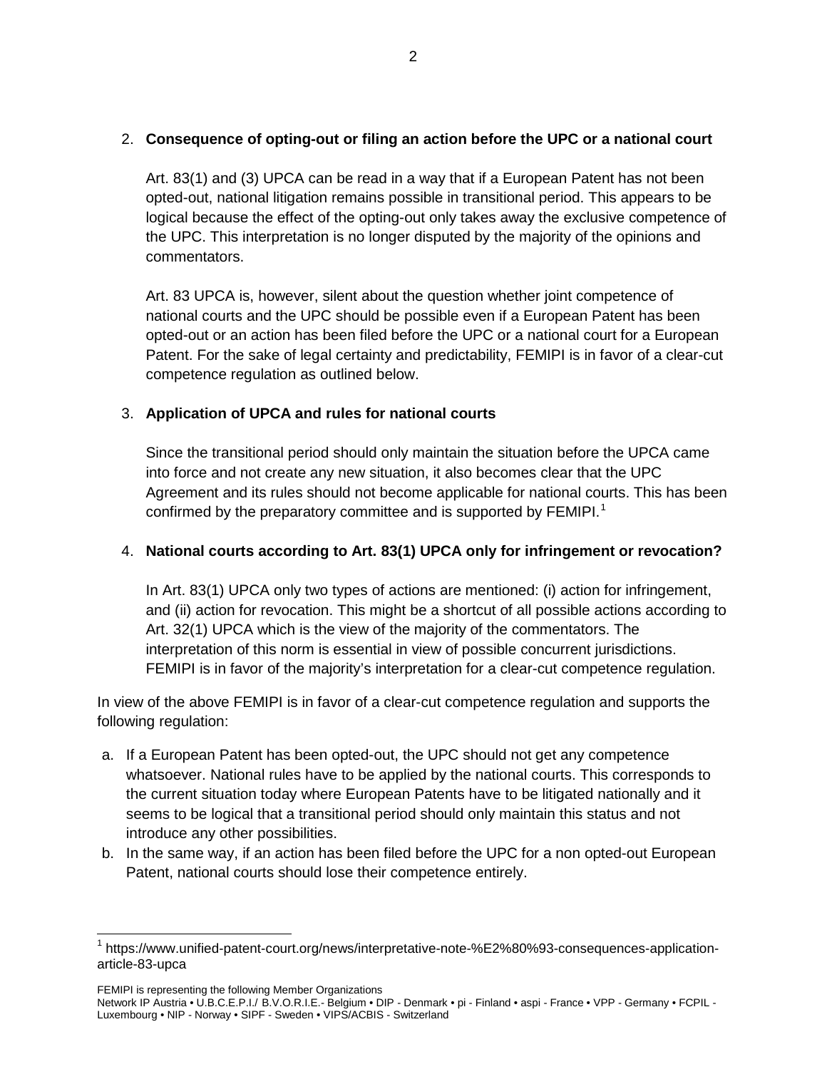2. **Consequence of opting-out or filing an action before the UPC or a national court**

   Art. 83(1) and (3) UPCA can be read in a way that if a European Patent has not been opted-out, national litigation remains possible in transitional period. This appears to be logical because the effect of the opting-out only takes away the exclusive competence of the UPC. This interpretation is no longer disputed by the majority of the opinions and commentators.

   Art. 83 UPCA is, however, silent about the question whether joint competence of national courts and the UPC should be possible even if a European Patent has been opted-out or an action has been filed before the UPC or a national court for a European Patent. For the sake of legal certainty and predictability, FEMIPI is in favor of a clear-cut competence regulation as outlined below.

3. **Application of UPCA and rules for national courts**

   Since the transitional period should only maintain the situation before the UPCA came into force and not create any new situation, it also becomes clear that the UPC Agreement and its rules should not become applicable for national courts. This has been confirmed by the preparatory committee and is supported by FEMIPI.[1]

4. **National courts according to Art. 83(1) UPCA only for infringement or revocation?**

   In Art. 83(1) UPCA only two types of actions are mentioned: (i) action for infringement, and (ii) action for revocation. This might be a shortcut of all possible actions according to Art. 32(1) UPCA which is the view of the majority of the commentators. The interpretation of this norm is essential in view of possible concurrent jurisdictions. FEMIPI is in favor of the majority's interpretation for a clear-cut competence regulation.

In view of the above FEMIPI is in favor of a clear-cut competence regulation and supports the following regulation:

a. If a European Patent has been opted-out, the UPC should not get any competence whatsoever. National rules have to be applied by the national courts. This corresponds to the current situation today where European Patents have to be litigated nationally and it seems to be logical that a transitional period should only maintain this status and not introduce any other possibilities.
b. In the same way, if an action has been filed before the UPC for a non opted-out European Patent, national courts should lose their competence entirely.

[1] https://www.unified-patent-court.org/news/interpretative-note-%E2%80%93-consequences-application-article-83-upca

FEMIPI is representing the following Member Organizations
Network IP Austria • U.B.C.E.P.I./ B.V.O.R.I.E.- Belgium • DIP - Denmark • pi - Finland • aspi - France • VPP - Germany • FCPIL - Luxembourg • NIP - Norway • SIPF - Sweden • VIPS/ACBIS - Switzerland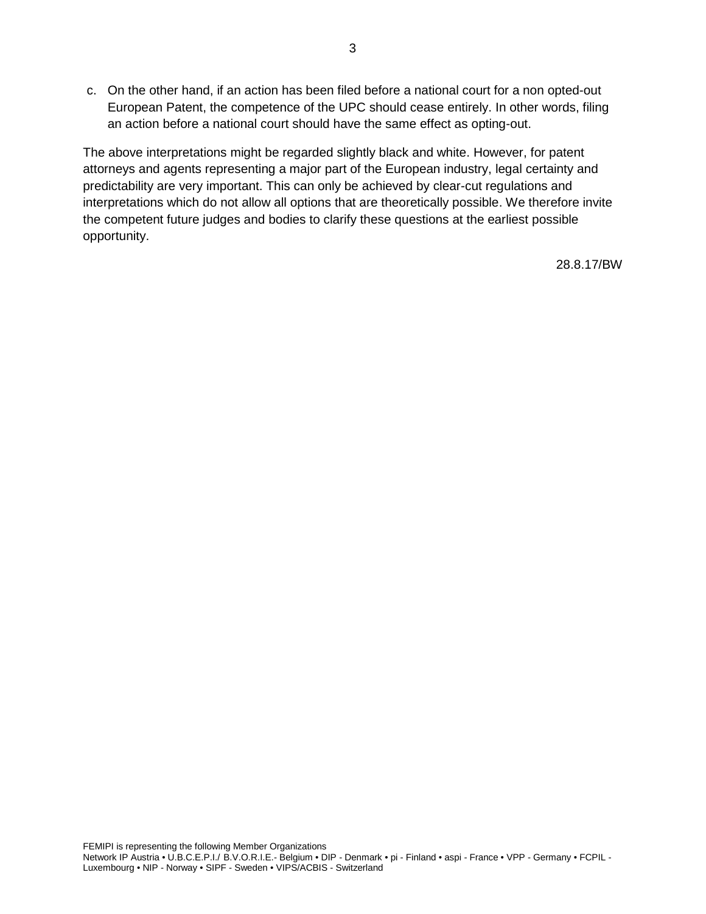c. On the other hand, if an action has been filed before a national court for a non opted-out European Patent, the competence of the UPC should cease entirely. In other words, filing an action before a national court should have the same effect as opting-out.

The above interpretations might be regarded slightly black and white. However, for patent attorneys and agents representing a major part of the European industry, legal certainty and predictability are very important. This can only be achieved by clear-cut regulations and interpretations which do not allow all options that are theoretically possible. We therefore invite the competent future judges and bodies to clarify these questions at the earliest possible opportunity.

28.8.17/BW

FEMIPI is representing the following Member Organizations
Network IP Austria • U.B.C.E.P.I./ B.V.O.R.I.E.- Belgium • DIP - Denmark • pi - Finland • aspi - France • VPP - Germany • FCPIL - Luxembourg • NIP - Norway • SIPF - Sweden • VIPS/ACBIS - Switzerland